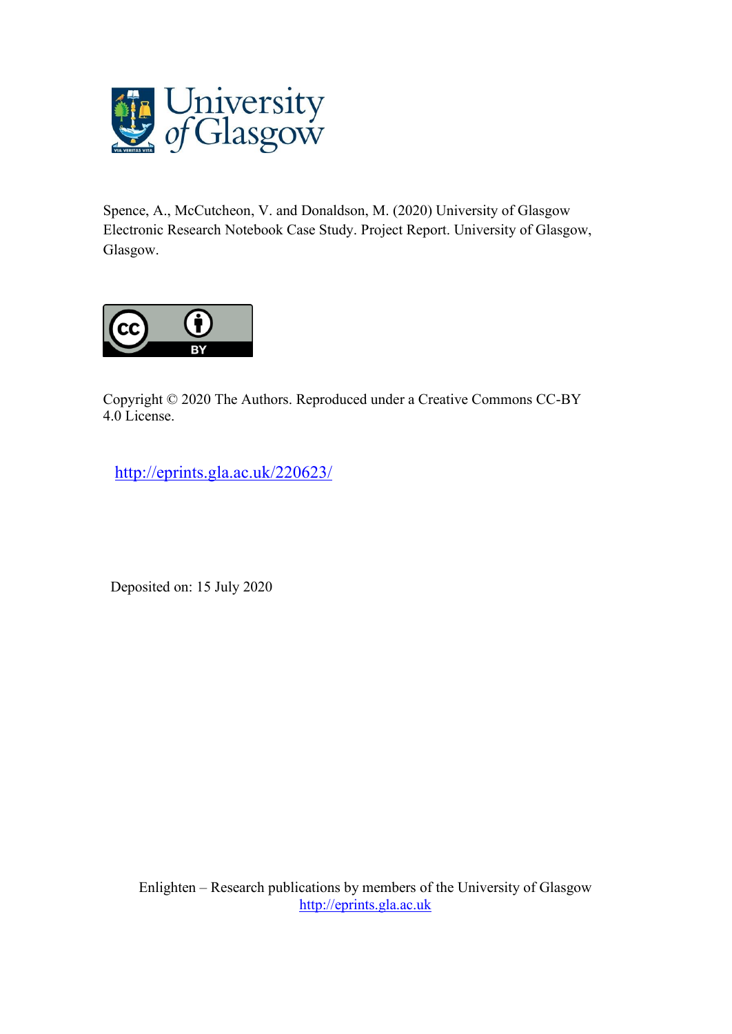Spence, A., McCutcheon, V. and Donaldson, M. (2020) University of Glasgow Electronic Research Notebook Case Study. Project Report. University of Glasgow, Glasgow.

Copyright © 2020 The Authors. Reproduced under a Creative Commons CC-BY 4.0 License.

http://eprints.gla.ac.uk/220623/

Deposited on: 15 July 2020

Enlighten – Research publications by members of the University of Glasgow
http://eprints.gla.ac.uk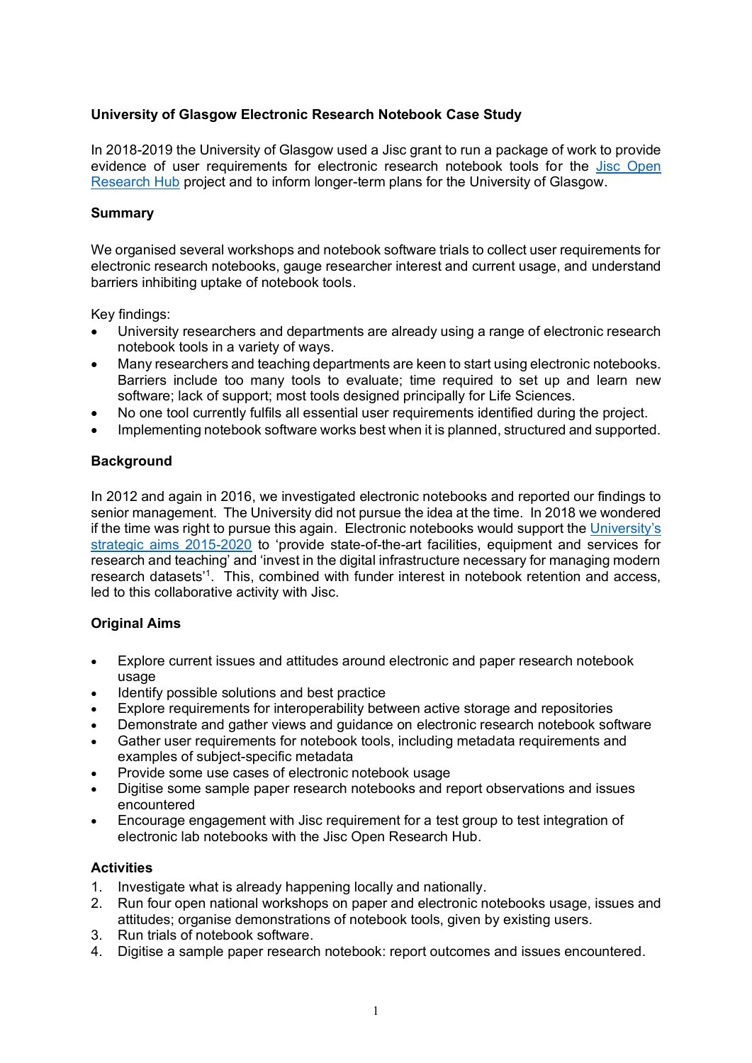# University of Glasgow Electronic Research Notebook Case Study

In 2018-2019 the University of Glasgow used a Jisc grant to run a package of work to provide evidence of user requirements for electronic research notebook tools for the [Jisc Open Research Hub](#) project and to inform longer-term plans for the University of Glasgow.

## Summary

We organised several workshops and notebook software trials to collect user requirements for electronic research notebooks, gauge researcher interest and current usage, and understand barriers inhibiting uptake of notebook tools.

Key findings:

- University researchers and departments are already using a range of electronic research notebook tools in a variety of ways.
- Many researchers and teaching departments are keen to start using electronic notebooks. Barriers include too many tools to evaluate; time required to set up and learn new software; lack of support; most tools designed principally for Life Sciences.
- No one tool currently fulfils all essential user requirements identified during the project.
- Implementing notebook software works best when it is planned, structured and supported.

## Background

In 2012 and again in 2016, we investigated electronic notebooks and reported our findings to senior management. The University did not pursue the idea at the time. In 2018 we wondered if the time was right to pursue this again. Electronic notebooks would support the [University's strategic aims 2015-2020](#) to 'provide state-of-the-art facilities, equipment and services for research and teaching' and 'invest in the digital infrastructure necessary for managing modern research datasets'[1]. This, combined with funder interest in notebook retention and access, led to this collaborative activity with Jisc.

## Original Aims

- Explore current issues and attitudes around electronic and paper research notebook usage
- Identify possible solutions and best practice
- Explore requirements for interoperability between active storage and repositories
- Demonstrate and gather views and guidance on electronic research notebook software
- Gather user requirements for notebook tools, including metadata requirements and examples of subject-specific metadata
- Provide some use cases of electronic notebook usage
- Digitise some sample paper research notebooks and report observations and issues encountered
- Encourage engagement with Jisc requirement for a test group to test integration of electronic lab notebooks with the Jisc Open Research Hub.

## Activities

1. Investigate what is already happening locally and nationally.
2. Run four open national workshops on paper and electronic notebooks usage, issues and attitudes; organise demonstrations of notebook tools, given by existing users.
3. Run trials of notebook software.
4. Digitise a sample paper research notebook: report outcomes and issues encountered.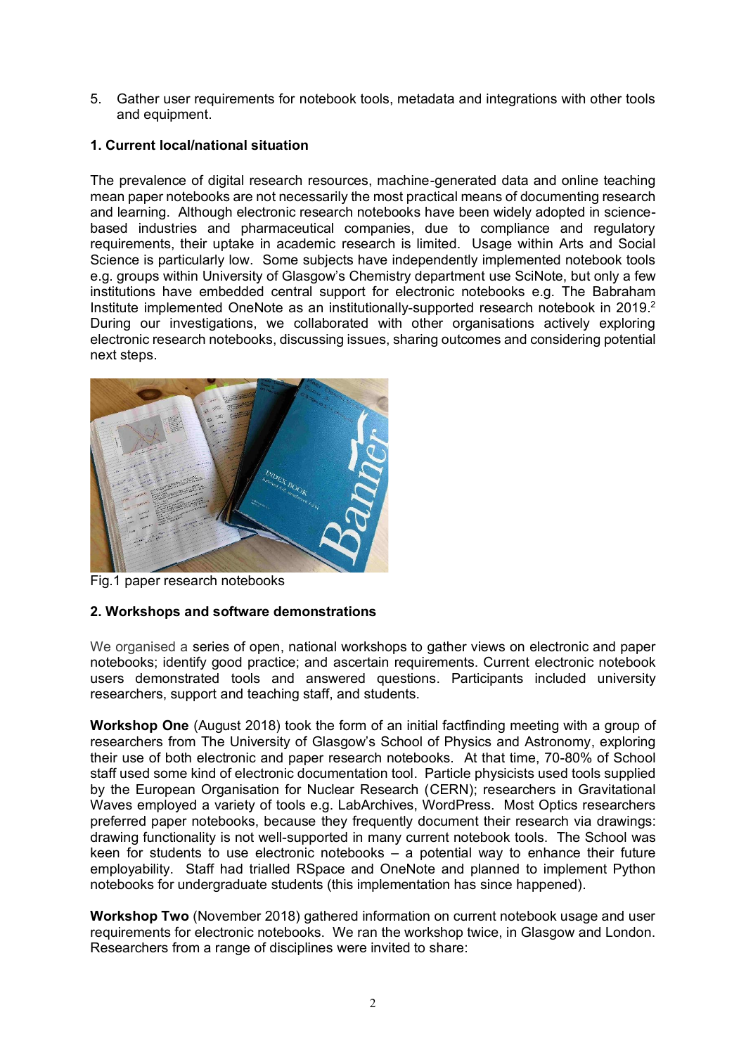5. Gather user requirements for notebook tools, metadata and integrations with other tools and equipment.

## 1. Current local/national situation

The prevalence of digital research resources, machine-generated data and online teaching mean paper notebooks are not necessarily the most practical means of documenting research and learning. Although electronic research notebooks have been widely adopted in science-based industries and pharmaceutical companies, due to compliance and regulatory requirements, their uptake in academic research is limited. Usage within Arts and Social Science is particularly low. Some subjects have independently implemented notebook tools e.g. groups within University of Glasgow's Chemistry department use SciNote, but only a few institutions have embedded central support for electronic notebooks e.g. The Babraham Institute implemented OneNote as an institutionally-supported research notebook in 2019.[2] During our investigations, we collaborated with other organisations actively exploring electronic research notebooks, discussing issues, sharing outcomes and considering potential next steps.

Fig.1 paper research notebooks

## 2. Workshops and software demonstrations

We organised a series of open, national workshops to gather views on electronic and paper notebooks; identify good practice; and ascertain requirements. Current electronic notebook users demonstrated tools and answered questions. Participants included university researchers, support and teaching staff, and students.

**Workshop One** (August 2018) took the form of an initial factfinding meeting with a group of researchers from The University of Glasgow's School of Physics and Astronomy, exploring their use of both electronic and paper research notebooks. At that time, 70-80% of School staff used some kind of electronic documentation tool. Particle physicists used tools supplied by the European Organisation for Nuclear Research (CERN); researchers in Gravitational Waves employed a variety of tools e.g. LabArchives, WordPress. Most Optics researchers preferred paper notebooks, because they frequently document their research via drawings: drawing functionality is not well-supported in many current notebook tools. The School was keen for students to use electronic notebooks – a potential way to enhance their future employability. Staff had trialled RSpace and OneNote and planned to implement Python notebooks for undergraduate students (this implementation has since happened).

**Workshop Two** (November 2018) gathered information on current notebook usage and user requirements for electronic notebooks. We ran the workshop twice, in Glasgow and London. Researchers from a range of disciplines were invited to share: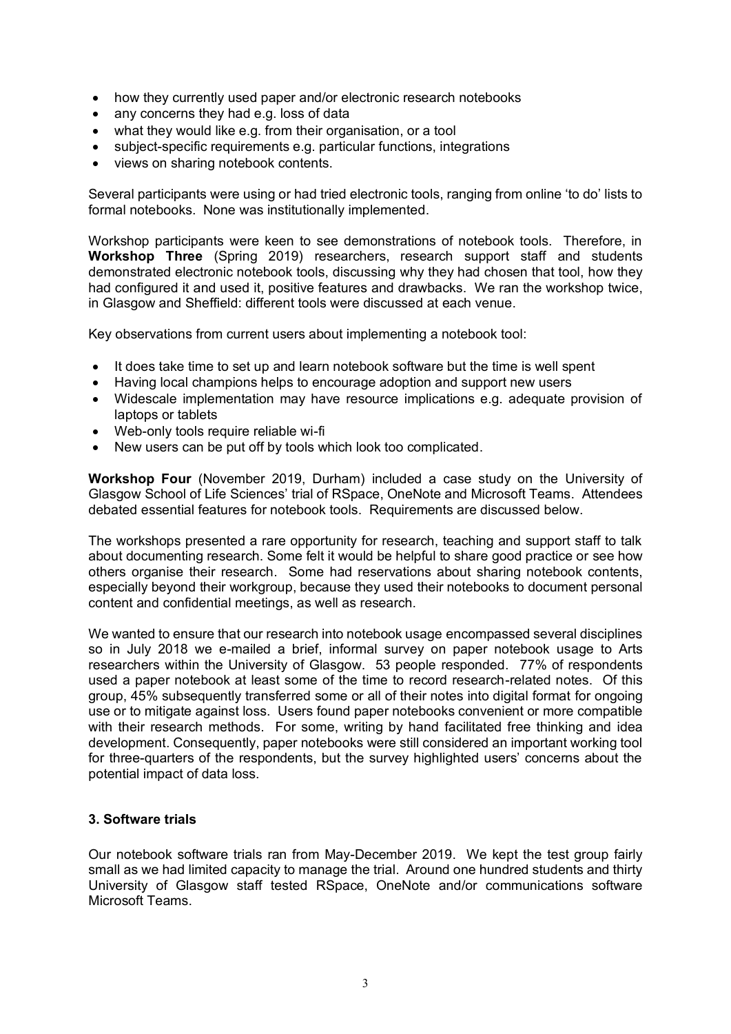- how they currently used paper and/or electronic research notebooks
- any concerns they had e.g. loss of data
- what they would like e.g. from their organisation, or a tool
- subject-specific requirements e.g. particular functions, integrations
- views on sharing notebook contents.

Several participants were using or had tried electronic tools, ranging from online 'to do' lists to formal notebooks. None was institutionally implemented.

Workshop participants were keen to see demonstrations of notebook tools. Therefore, in **Workshop Three** (Spring 2019) researchers, research support staff and students demonstrated electronic notebook tools, discussing why they had chosen that tool, how they had configured it and used it, positive features and drawbacks. We ran the workshop twice, in Glasgow and Sheffield: different tools were discussed at each venue.

Key observations from current users about implementing a notebook tool:

- It does take time to set up and learn notebook software but the time is well spent
- Having local champions helps to encourage adoption and support new users
- Widescale implementation may have resource implications e.g. adequate provision of laptops or tablets
- Web-only tools require reliable wi-fi
- New users can be put off by tools which look too complicated.

**Workshop Four** (November 2019, Durham) included a case study on the University of Glasgow School of Life Sciences' trial of RSpace, OneNote and Microsoft Teams. Attendees debated essential features for notebook tools. Requirements are discussed below.

The workshops presented a rare opportunity for research, teaching and support staff to talk about documenting research. Some felt it would be helpful to share good practice or see how others organise their research. Some had reservations about sharing notebook contents, especially beyond their workgroup, because they used their notebooks to document personal content and confidential meetings, as well as research.

We wanted to ensure that our research into notebook usage encompassed several disciplines so in July 2018 we e-mailed a brief, informal survey on paper notebook usage to Arts researchers within the University of Glasgow. 53 people responded. 77% of respondents used a paper notebook at least some of the time to record research-related notes. Of this group, 45% subsequently transferred some or all of their notes into digital format for ongoing use or to mitigate against loss. Users found paper notebooks convenient or more compatible with their research methods. For some, writing by hand facilitated free thinking and idea development. Consequently, paper notebooks were still considered an important working tool for three-quarters of the respondents, but the survey highlighted users' concerns about the potential impact of data loss.

### 3. Software trials

Our notebook software trials ran from May-December 2019. We kept the test group fairly small as we had limited capacity to manage the trial. Around one hundred students and thirty University of Glasgow staff tested RSpace, OneNote and/or communications software Microsoft Teams.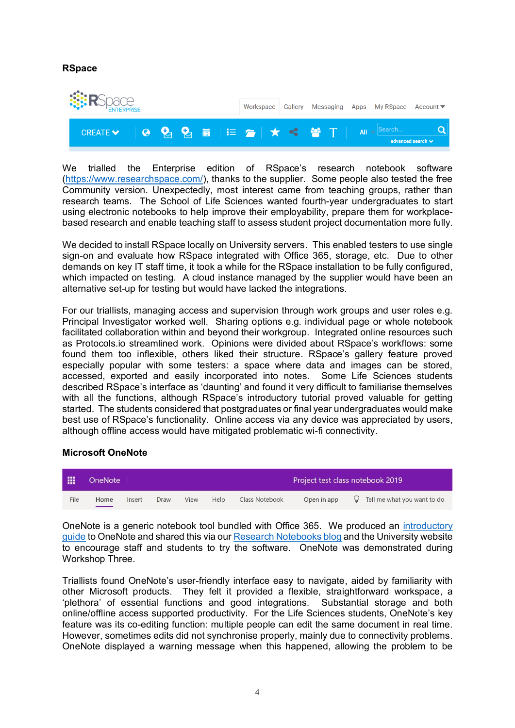**RSpace**

We trialled the Enterprise edition of RSpace's research notebook software (https://www.researchspace.com/), thanks to the supplier. Some people also tested the free Community version. Unexpectedly, most interest came from teaching groups, rather than research teams. The School of Life Sciences wanted fourth-year undergraduates to start using electronic notebooks to help improve their employability, prepare them for workplace-based research and enable teaching staff to assess student project documentation more fully.

We decided to install RSpace locally on University servers. This enabled testers to use single sign-on and evaluate how RSpace integrated with Office 365, storage, etc. Due to other demands on key IT staff time, it took a while for the RSpace installation to be fully configured, which impacted on testing. A cloud instance managed by the supplier would have been an alternative set-up for testing but would have lacked the integrations.

For our triallists, managing access and supervision through work groups and user roles e.g. Principal Investigator worked well. Sharing options e.g. individual page or whole notebook facilitated collaboration within and beyond their workgroup. Integrated online resources such as Protocols.io streamlined work. Opinions were divided about RSpace's workflows: some found them too inflexible, others liked their structure. RSpace's gallery feature proved especially popular with some testers: a space where data and images can be stored, accessed, exported and easily incorporated into notes. Some Life Sciences students described RSpace's interface as 'daunting' and found it very difficult to familiarise themselves with all the functions, although RSpace's introductory tutorial proved valuable for getting started. The students considered that postgraduates or final year undergraduates would make best use of RSpace's functionality. Online access via any device was appreciated by users, although offline access would have mitigated problematic wi-fi connectivity.

**Microsoft OneNote**

OneNote is a generic notebook tool bundled with Office 365. We produced an introductory guide to OneNote and shared this via our Research Notebooks blog and the University website to encourage staff and students to try the software. OneNote was demonstrated during Workshop Three.

Triallists found OneNote's user-friendly interface easy to navigate, aided by familiarity with other Microsoft products. They felt it provided a flexible, straightforward workspace, a 'plethora' of essential functions and good integrations. Substantial storage and both online/offline access supported productivity. For the Life Sciences students, OneNote's key feature was its co-editing function: multiple people can edit the same document in real time. However, sometimes edits did not synchronise properly, mainly due to connectivity problems. OneNote displayed a warning message when this happened, allowing the problem to be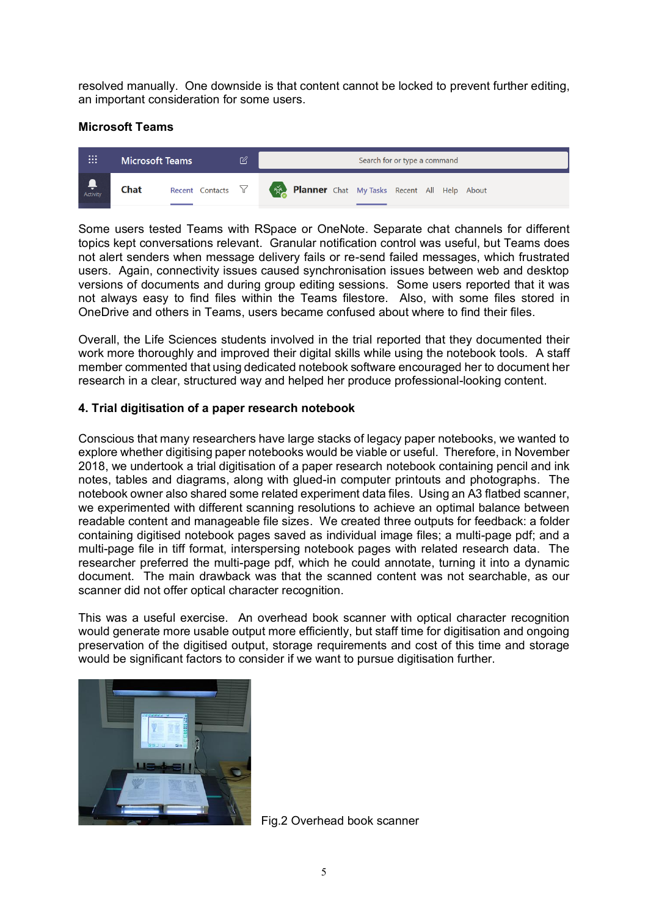resolved manually. One downside is that content cannot be locked to prevent further editing, an important consideration for some users.

**Microsoft Teams**

Some users tested Teams with RSpace or OneNote. Separate chat channels for different topics kept conversations relevant. Granular notification control was useful, but Teams does not alert senders when message delivery fails or re-send failed messages, which frustrated users. Again, connectivity issues caused synchronisation issues between web and desktop versions of documents and during group editing sessions. Some users reported that it was not always easy to find files within the Teams filestore. Also, with some files stored in OneDrive and others in Teams, users became confused about where to find their files.

Overall, the Life Sciences students involved in the trial reported that they documented their work more thoroughly and improved their digital skills while using the notebook tools. A staff member commented that using dedicated notebook software encouraged her to document her research in a clear, structured way and helped her produce professional-looking content.

**4. Trial digitisation of a paper research notebook**

Conscious that many researchers have large stacks of legacy paper notebooks, we wanted to explore whether digitising paper notebooks would be viable or useful. Therefore, in November 2018, we undertook a trial digitisation of a paper research notebook containing pencil and ink notes, tables and diagrams, along with glued-in computer printouts and photographs. The notebook owner also shared some related experiment data files. Using an A3 flatbed scanner, we experimented with different scanning resolutions to achieve an optimal balance between readable content and manageable file sizes. We created three outputs for feedback: a folder containing digitised notebook pages saved as individual image files; a multi-page pdf; and a multi-page file in tiff format, interspersing notebook pages with related research data. The researcher preferred the multi-page pdf, which he could annotate, turning it into a dynamic document. The main drawback was that the scanned content was not searchable, as our scanner did not offer optical character recognition.

This was a useful exercise. An overhead book scanner with optical character recognition would generate more usable output more efficiently, but staff time for digitisation and ongoing preservation of the digitised output, storage requirements and cost of this time and storage would be significant factors to consider if we want to pursue digitisation further.

Fig.2 Overhead book scanner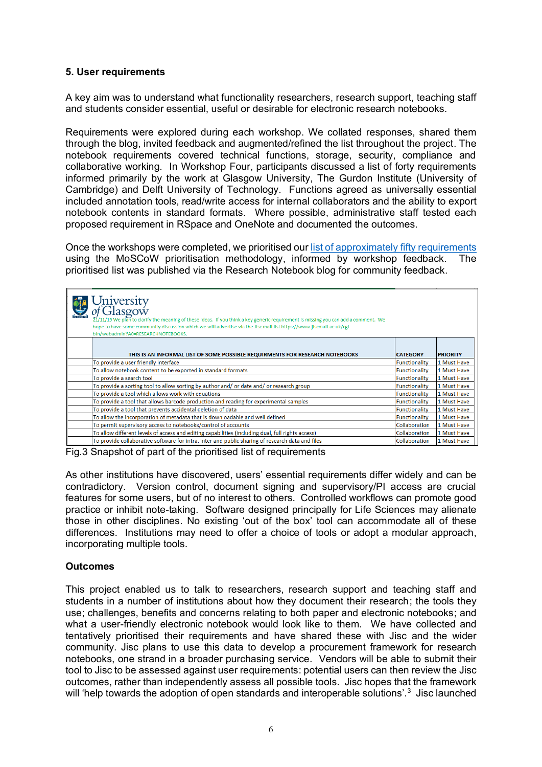## 5. User requirements

A key aim was to understand what functionality researchers, research support, teaching staff and students consider essential, useful or desirable for electronic research notebooks.

Requirements were explored during each workshop. We collated responses, shared them through the blog, invited feedback and augmented/refined the list throughout the project. The notebook requirements covered technical functions, storage, security, compliance and collaborative working. In Workshop Four, participants discussed a list of forty requirements informed primarily by the work at Glasgow University, The Gurdon Institute (University of Cambridge) and Delft University of Technology. Functions agreed as universally essential included annotation tools, read/write access for internal collaborators and the ability to export notebook contents in standard formats. Where possible, administrative staff tested each proposed requirement in RSpace and OneNote and documented the outcomes.

Once the workshops were completed, we prioritised our list of approximately fifty requirements using the MoSCoW prioritisation methodology, informed by workshop feedback. The prioritised list was published via the Research Notebook blog for community feedback.

University of Glasgow

21/11/19 We plan to clarify the meaning of these ideas. If you think a key generic requirement is missing you can add a comment. We hope to have some community discussion which we will advertise via the Jisc mail list https://www.jiscmail.ac.uk/cgi-bin/webadmin?A0=RESEARCHNOTEBOOKS.

| THIS IS AN INFORMAL LIST OF SOME POSSIBLE REQUIRMENTS FOR RESEARCH NOTEBOOKS | CATEGORY | PRIORITY |
|---|---|---|
| To provide a user friendly interface | Functionality | 1 Must Have |
| To allow notebook content to be exported in standard formats | Functionality | 1 Must Have |
| To provide a search tool | Functionality | 1 Must Have |
| To provide a sorting tool to allow sorting by author and/ or date and/ or research group | Functionality | 1 Must Have |
| To provide a tool which allows work with equations | Functionality | 1 Must Have |
| To provide a tool that allows barcode production and reading for experimental samples | Functionality | 1 Must Have |
| To provide a tool that prevents accidental deletion of data | Functionality | 1 Must Have |
| To allow the incorporation of metadata that is downloadable and well defined | Functionality | 1 Must Have |
| To permit supervisory access to notebooks/control of accounts | Collaboration | 1 Must Have |
| To allow different levels of access and editing capabilities (including dual, full rights access) | Collaboration | 1 Must Have |
| To provide collaborative software for intra, inter and public sharing of research data and files | Collaboration | 1 Must Have |

Fig.3 Snapshot of part of the prioritised list of requirements

As other institutions have discovered, users' essential requirements differ widely and can be contradictory. Version control, document signing and supervisory/PI access are crucial features for some users, but of no interest to others. Controlled workflows can promote good practice or inhibit note-taking. Software designed principally for Life Sciences may alienate those in other disciplines. No existing 'out of the box' tool can accommodate all of these differences. Institutions may need to offer a choice of tools or adopt a modular approach, incorporating multiple tools.

### Outcomes

This project enabled us to talk to researchers, research support and teaching staff and students in a number of institutions about how they document their research; the tools they use; challenges, benefits and concerns relating to both paper and electronic notebooks; and what a user-friendly electronic notebook would look like to them. We have collected and tentatively prioritised their requirements and have shared these with Jisc and the wider community. Jisc plans to use this data to develop a procurement framework for research notebooks, one strand in a broader purchasing service. Vendors will be able to submit their tool to Jisc to be assessed against user requirements: potential users can then review the Jisc outcomes, rather than independently assess all possible tools. Jisc hopes that the framework will 'help towards the adoption of open standards and interoperable solutions'.[3] Jisc launched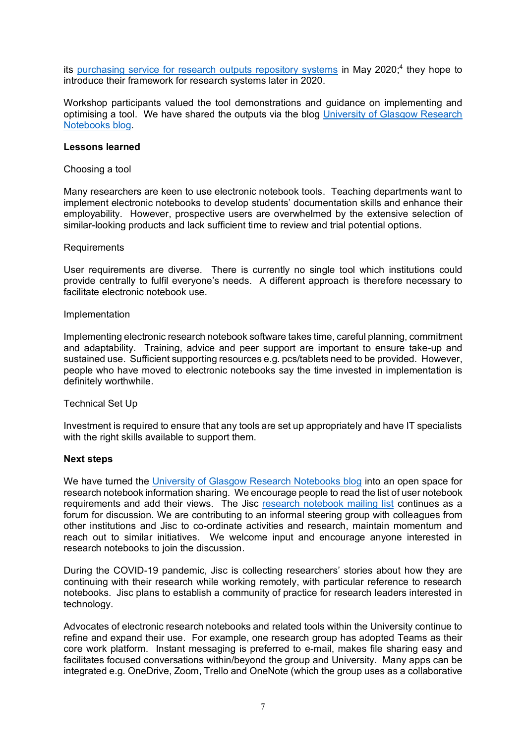its [purchasing service for research outputs repository systems](#) in May 2020;[4] they hope to introduce their framework for research systems later in 2020.

Workshop participants valued the tool demonstrations and guidance on implementing and optimising a tool. We have shared the outputs via the blog [University of Glasgow Research Notebooks blog](#).

**Lessons learned**

Choosing a tool

Many researchers are keen to use electronic notebook tools. Teaching departments want to implement electronic notebooks to develop students' documentation skills and enhance their employability. However, prospective users are overwhelmed by the extensive selection of similar-looking products and lack sufficient time to review and trial potential options.

Requirements

User requirements are diverse. There is currently no single tool which institutions could provide centrally to fulfil everyone's needs. A different approach is therefore necessary to facilitate electronic notebook use.

Implementation

Implementing electronic research notebook software takes time, careful planning, commitment and adaptability. Training, advice and peer support are important to ensure take-up and sustained use. Sufficient supporting resources e.g. pcs/tablets need to be provided. However, people who have moved to electronic notebooks say the time invested in implementation is definitely worthwhile.

Technical Set Up

Investment is required to ensure that any tools are set up appropriately and have IT specialists with the right skills available to support them.

**Next steps**

We have turned the [University of Glasgow Research Notebooks blog](#) into an open space for research notebook information sharing. We encourage people to read the list of user notebook requirements and add their views. The Jisc [research notebook mailing list](#) continues as a forum for discussion. We are contributing to an informal steering group with colleagues from other institutions and Jisc to co-ordinate activities and research, maintain momentum and reach out to similar initiatives. We welcome input and encourage anyone interested in research notebooks to join the discussion.

During the COVID-19 pandemic, Jisc is collecting researchers' stories about how they are continuing with their research while working remotely, with particular reference to research notebooks. Jisc plans to establish a community of practice for research leaders interested in technology.

Advocates of electronic research notebooks and related tools within the University continue to refine and expand their use. For example, one research group has adopted Teams as their core work platform. Instant messaging is preferred to e-mail, makes file sharing easy and facilitates focused conversations within/beyond the group and University. Many apps can be integrated e.g. OneDrive, Zoom, Trello and OneNote (which the group uses as a collaborative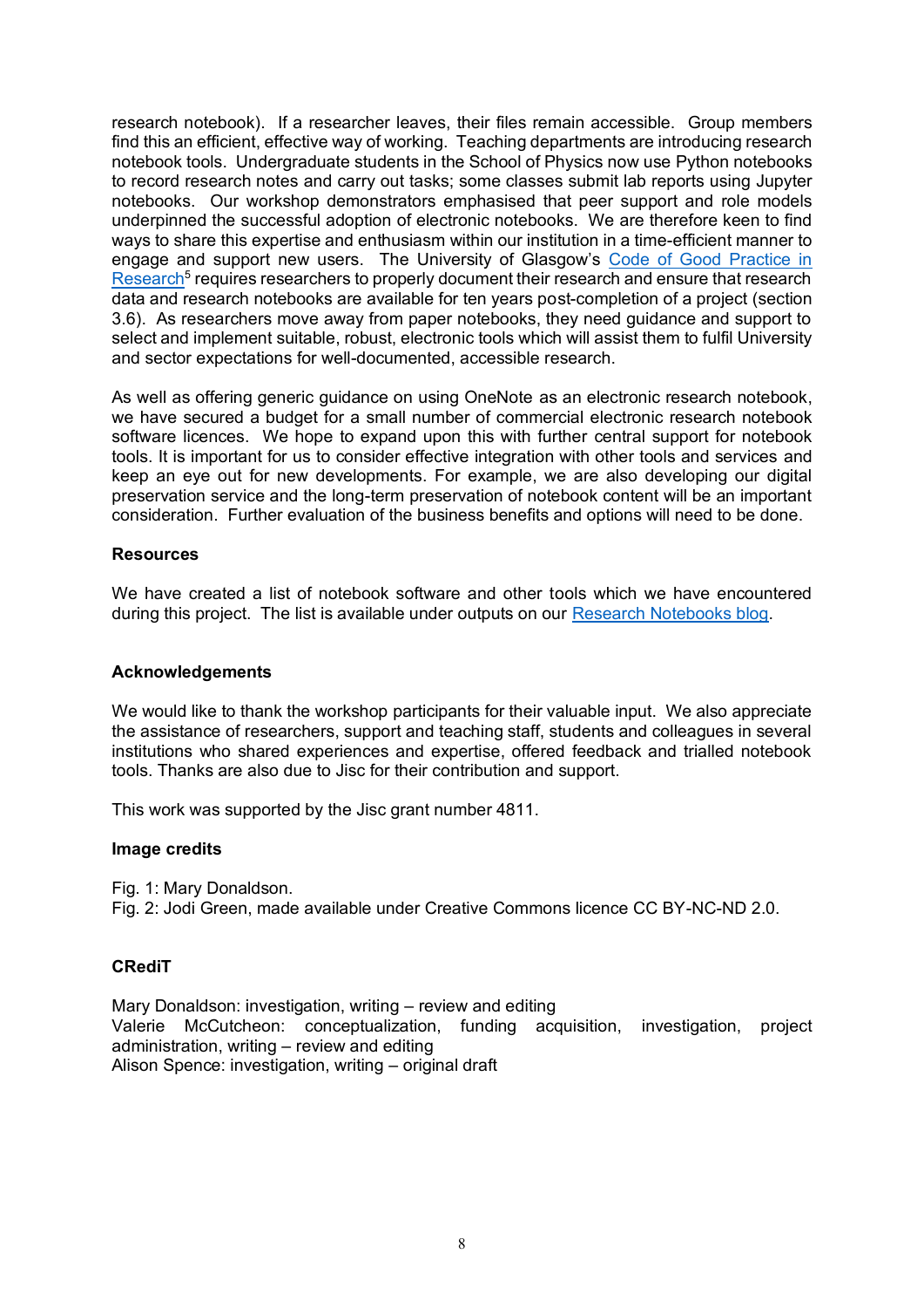research notebook). If a researcher leaves, their files remain accessible. Group members find this an efficient, effective way of working. Teaching departments are introducing research notebook tools. Undergraduate students in the School of Physics now use Python notebooks to record research notes and carry out tasks; some classes submit lab reports using Jupyter notebooks. Our workshop demonstrators emphasised that peer support and role models underpinned the successful adoption of electronic notebooks. We are therefore keen to find ways to share this expertise and enthusiasm within our institution in a time-efficient manner to engage and support new users. The University of Glasgow's Code of Good Practice in Research[5] requires researchers to properly document their research and ensure that research data and research notebooks are available for ten years post-completion of a project (section 3.6). As researchers move away from paper notebooks, they need guidance and support to select and implement suitable, robust, electronic tools which will assist them to fulfil University and sector expectations for well-documented, accessible research.

As well as offering generic guidance on using OneNote as an electronic research notebook, we have secured a budget for a small number of commercial electronic research notebook software licences. We hope to expand upon this with further central support for notebook tools. It is important for us to consider effective integration with other tools and services and keep an eye out for new developments. For example, we are also developing our digital preservation service and the long-term preservation of notebook content will be an important consideration. Further evaluation of the business benefits and options will need to be done.

**Resources**

We have created a list of notebook software and other tools which we have encountered during this project. The list is available under outputs on our Research Notebooks blog.

**Acknowledgements**

We would like to thank the workshop participants for their valuable input. We also appreciate the assistance of researchers, support and teaching staff, students and colleagues in several institutions who shared experiences and expertise, offered feedback and trialled notebook tools. Thanks are also due to Jisc for their contribution and support.

This work was supported by the Jisc grant number 4811.

**Image credits**

Fig. 1: Mary Donaldson.
Fig. 2: Jodi Green, made available under Creative Commons licence CC BY-NC-ND 2.0.

**CRediT**

Mary Donaldson: investigation, writing – review and editing
Valerie McCutcheon: conceptualization, funding acquisition, investigation, project administration, writing – review and editing
Alison Spence: investigation, writing – original draft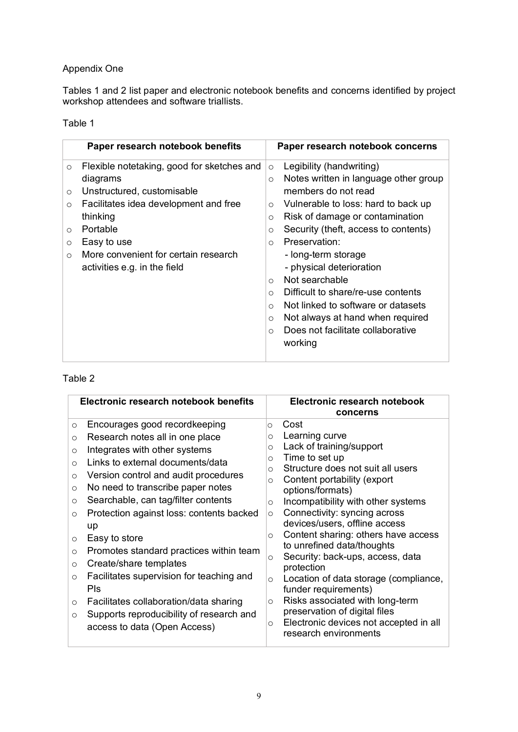Appendix One

Tables 1 and 2 list paper and electronic notebook benefits and concerns identified by project workshop attendees and software triallists.

Table 1

| Paper research notebook benefits | Paper research notebook concerns |
|---|---|
| ○ Flexible notetaking, good for sketches and diagrams<br>○ Unstructured, customisable<br>○ Facilitates idea development and free thinking<br>○ Portable<br>○ Easy to use<br>○ More convenient for certain research activities e.g. in the field | ○ Legibility (handwriting)<br>○ Notes written in language other group members do not read<br>○ Vulnerable to loss: hard to back up<br>○ Risk of damage or contamination<br>○ Security (theft, access to contents)<br>○ Preservation:<br>- long-term storage<br>- physical deterioration<br>○ Not searchable<br>○ Difficult to share/re-use contents<br>○ Not linked to software or datasets<br>○ Not always at hand when required<br>○ Does not facilitate collaborative working |

Table 2

| Electronic research notebook benefits | Electronic research notebook concerns |
|---|---|
| ○ Encourages good recordkeeping<br>○ Research notes all in one place<br>○ Integrates with other systems<br>○ Links to external documents/data<br>○ Version control and audit procedures<br>○ No need to transcribe paper notes<br>○ Searchable, can tag/filter contents<br>○ Protection against loss: contents backed up<br>○ Easy to store<br>○ Promotes standard practices within team<br>○ Create/share templates<br>○ Facilitates supervision for teaching and PIs<br>○ Facilitates collaboration/data sharing<br>○ Supports reproducibility of research and access to data (Open Access) | ○ Cost<br>○ Learning curve<br>○ Lack of training/support<br>○ Time to set up<br>○ Structure does not suit all users<br>○ Content portability (export options/formats)<br>○ Incompatibility with other systems<br>○ Connectivity: syncing across devices/users, offline access<br>○ Content sharing: others have access to unrefined data/thoughts<br>○ Security: back-ups, access, data protection<br>○ Location of data storage (compliance, funder requirements)<br>○ Risks associated with long-term preservation of digital files<br>○ Electronic devices not accepted in all research environments |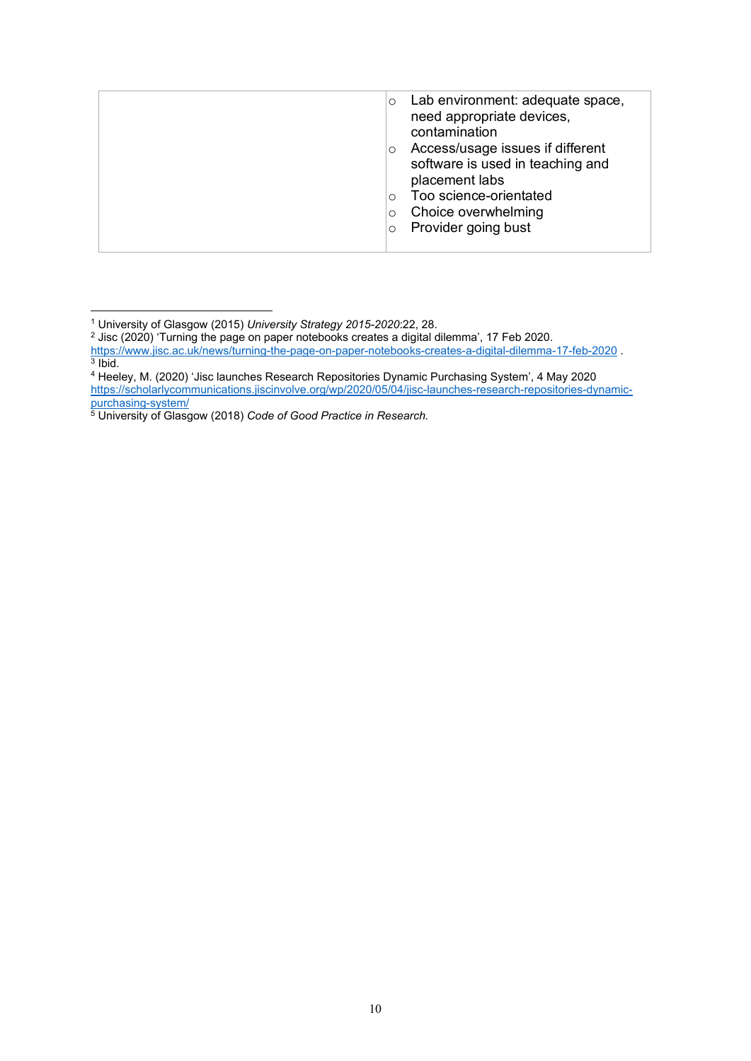| | |
|---|---|
| | ○ Lab environment: adequate space, need appropriate devices, contamination<br>○ Access/usage issues if different software is used in teaching and placement labs<br>○ Too science-orientated<br>○ Choice overwhelming<br>○ Provider going bust |

---

[1] University of Glasgow (2015) *University Strategy 2015-2020*:22, 28.

[2] Jisc (2020) 'Turning the page on paper notebooks creates a digital dilemma', 17 Feb 2020. https://www.jisc.ac.uk/news/turning-the-page-on-paper-notebooks-creates-a-digital-dilemma-17-feb-2020 .

[3] Ibid.

[4] Heeley, M. (2020) 'Jisc launches Research Repositories Dynamic Purchasing System', 4 May 2020 https://scholarlycommunications.jiscinvolve.org/wp/2020/05/04/jisc-launches-research-repositories-dynamic-purchasing-system/

[5] University of Glasgow (2018) *Code of Good Practice in Research.*